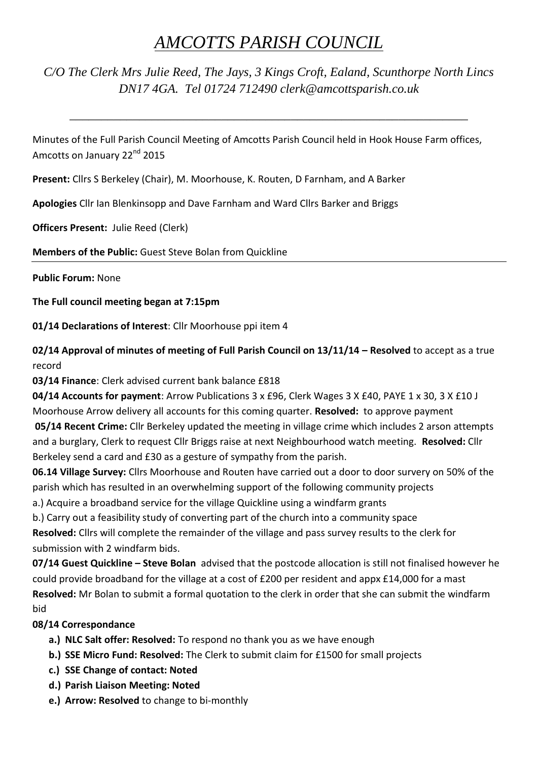# *AMCOTTS PARISH COUNCIL*

*C/O The Clerk Mrs Julie Reed, The Jays, 3 Kings Croft, Ealand, Scunthorpe North Lincs DN17 4GA. Tel 01724 712490 clerk@amcottsparish.co.uk*

---

Minutes of the Full Parish Council Meeting of Amcotts Parish Council held in Hook House Farm offices, Amcotts on January 22nd 2015

**Present:** Cllrs S Berkeley (Chair), M. Moorhouse, K. Routen, D Farnham, and A Barker

**Apologies** Cllr Ian Blenkinsopp and Dave Farnham and Ward Cllrs Barker and Briggs

**Officers Present:** Julie Reed (Clerk)

**Members of the Public:** Guest Steve Bolan from Quickline

---

**Public Forum:** None

**The Full council meeting began at 7:15pm**

**01/14 Declarations of Interest**: Cllr Moorhouse ppi item 4

**02/14 Approval of minutes of meeting of Full Parish Council on 13/11/14 – Resolved** to accept as a true record

**03/14 Finance**: Clerk advised current bank balance £818

**04/14 Accounts for payment**: Arrow Publications 3 x £96, Clerk Wages 3 X £40, PAYE 1 x 30, 3 X £10 J Moorhouse Arrow delivery all accounts for this coming quarter. **Resolved:** to approve payment

**05/14 Recent Crime:** Cllr Berkeley updated the meeting in village crime which includes 2 arson attempts and a burglary, Clerk to request Cllr Briggs raise at next Neighbourhood watch meeting. **Resolved:** Cllr Berkeley send a card and £30 as a gesture of sympathy from the parish.

**06.14 Village Survey:** Cllrs Moorhouse and Routen have carried out a door to door survery on 50% of the parish which has resulted in an overwhelming support of the following community projects

a.) Acquire a broadband service for the village Quickline using a windfarm grants

b.) Carry out a feasibility study of converting part of the church into a community space

**Resolved:** Cllrs will complete the remainder of the village and pass survey results to the clerk for submission with 2 windfarm bids.

**07/14 Guest Quickline – Steve Bolan** advised that the postcode allocation is still not finalised however he could provide broadband for the village at a cost of £200 per resident and appx £14,000 for a mast **Resolved:** Mr Bolan to submit a formal quotation to the clerk in order that she can submit the windfarm bid

**08/14 Correspondance**

- **a.) NLC Salt offer: Resolved:** To respond no thank you as we have enough
- **b.) SSE Micro Fund: Resolved:** The Clerk to submit claim for £1500 for small projects
- **c.) SSE Change of contact: Noted**
- **d.) Parish Liaison Meeting: Noted**
- **e.) Arrow: Resolved** to change to bi-monthly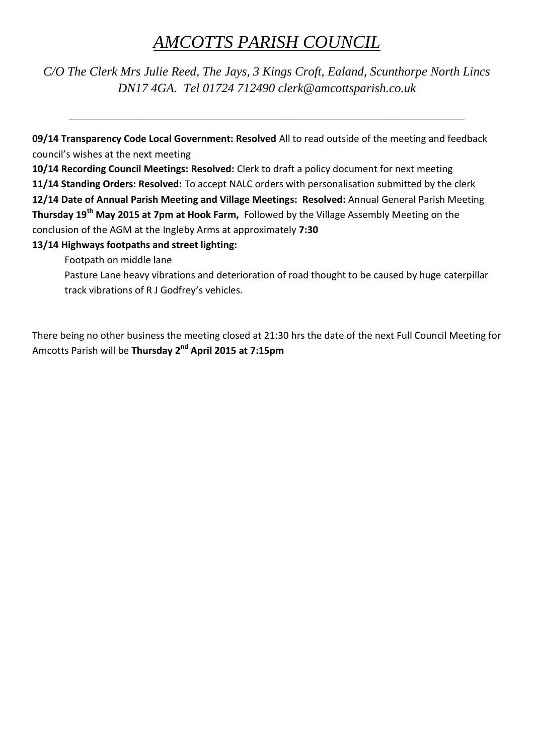# *AMCOTTS PARISH COUNCIL*

*C/O The Clerk Mrs Julie Reed, The Jays, 3 Kings Croft, Ealand, Scunthorpe North Lincs DN17 4GA. Tel 01724 712490 clerk@amcottsparish.co.uk*

---

**09/14 Transparency Code Local Government: Resolved** All to read outside of the meeting and feedback council's wishes at the next meeting

**10/14 Recording Council Meetings: Resolved:** Clerk to draft a policy document for next meeting

**11/14 Standing Orders: Resolved:** To accept NALC orders with personalisation submitted by the clerk

**12/14 Date of Annual Parish Meeting and Village Meetings: Resolved:** Annual General Parish Meeting **Thursday 19th May 2015 at 7pm at Hook Farm,** Followed by the Village Assembly Meeting on the conclusion of the AGM at the Ingleby Arms at approximately **7:30**

**13/14 Highways footpaths and street lighting:**

Footpath on middle lane

Pasture Lane heavy vibrations and deterioration of road thought to be caused by huge caterpillar track vibrations of R J Godfrey's vehicles.

There being no other business the meeting closed at 21:30 hrs the date of the next Full Council Meeting for Amcotts Parish will be **Thursday 2nd April 2015 at 7:15pm**